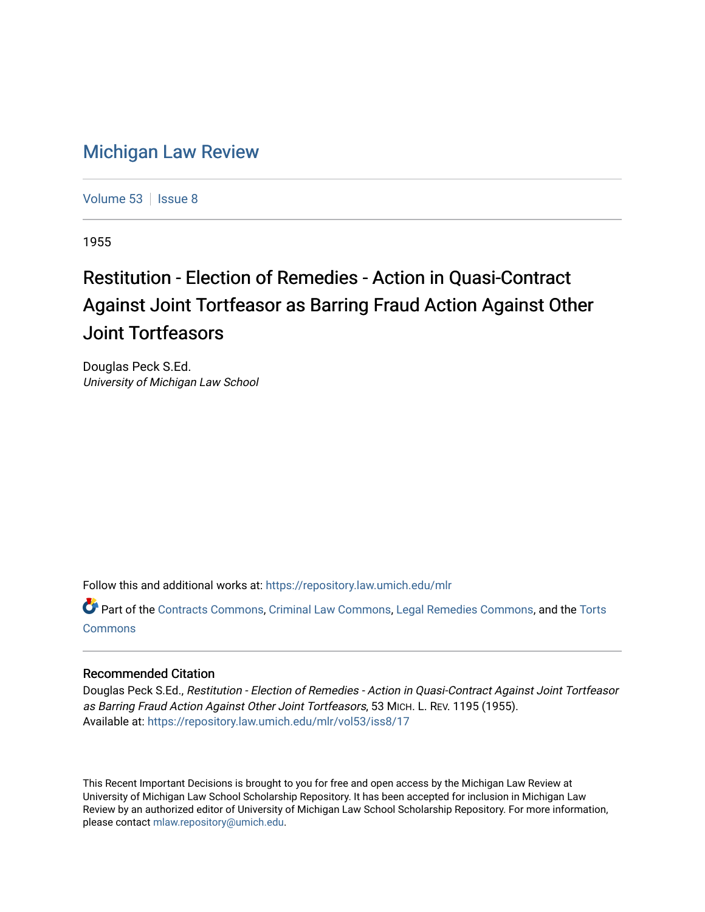# Michigan Law Review

Volume 53 | Issue 8

1955

## Restitution - Election of Remedies - Action in Quasi-Contract Against Joint Tortfeasor as Barring Fraud Action Against Other Joint Tortfeasors

Douglas Peck S.Ed.
*University of Michigan Law School*

Follow this and additional works at: https://repository.law.umich.edu/mlr

Part of the Contracts Commons, Criminal Law Commons, Legal Remedies Commons, and the Torts Commons

### Recommended Citation

Douglas Peck S.Ed., *Restitution - Election of Remedies - Action in Quasi-Contract Against Joint Tortfeasor as Barring Fraud Action Against Other Joint Tortfeasors*, 53 MICH. L. REV. 1195 (1955).
Available at: https://repository.law.umich.edu/mlr/vol53/iss8/17

This Recent Important Decisions is brought to you for free and open access by the Michigan Law Review at University of Michigan Law School Scholarship Repository. It has been accepted for inclusion in Michigan Law Review by an authorized editor of University of Michigan Law School Scholarship Repository. For more information, please contact mlaw.repository@umich.edu.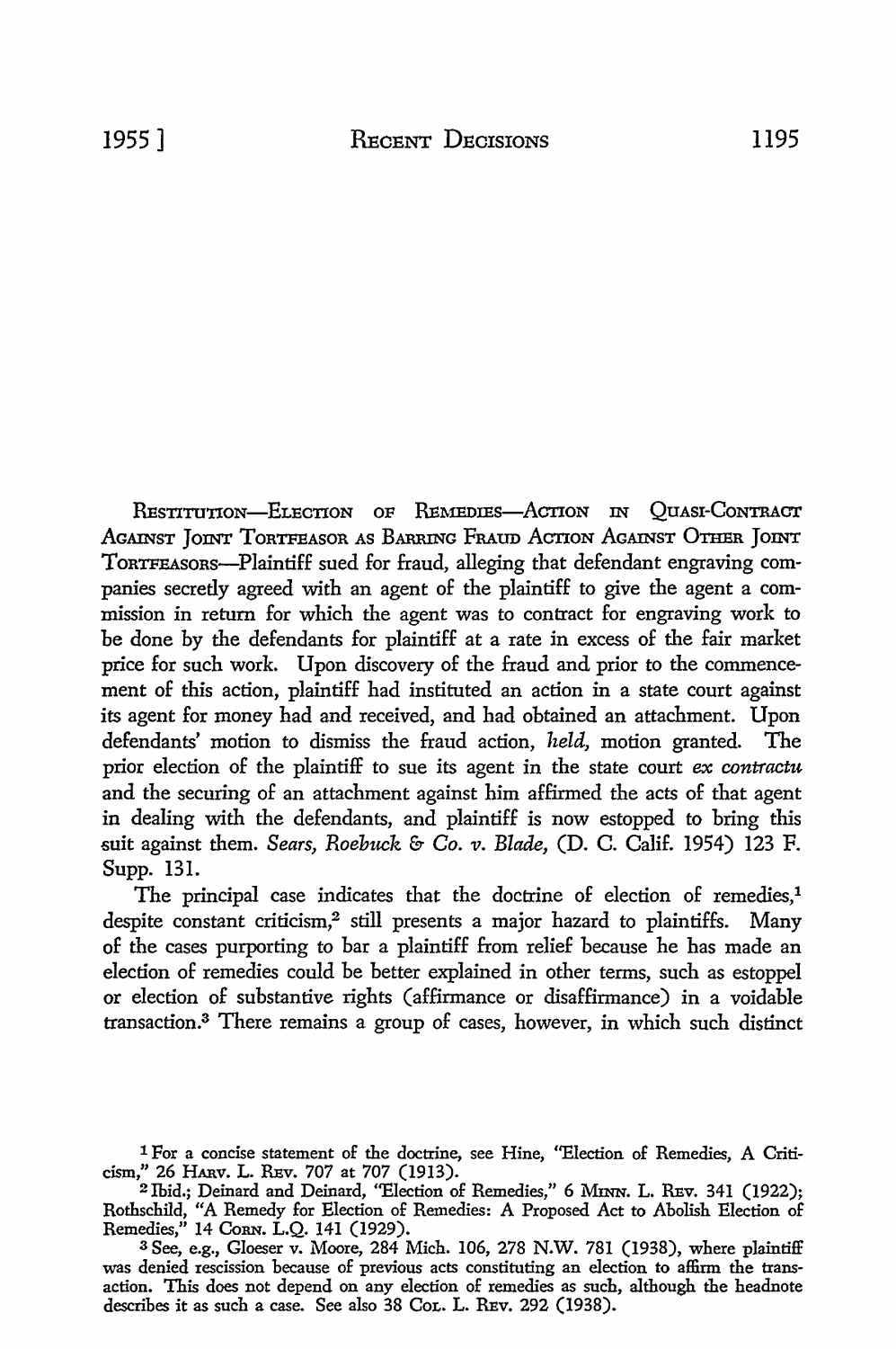RESTITUTION—ELECTION OF REMEDIES—ACTION IN QUASI-CONTRACT AGAINST JOINT TORTFEASOR AS BARRING FRAUD ACTION AGAINST OTHER JOINT TORTFEASORS—Plaintiff sued for fraud, alleging that defendant engraving companies secretly agreed with an agent of the plaintiff to give the agent a commission in return for which the agent was to contract for engraving work to be done by the defendants for plaintiff at a rate in excess of the fair market price for such work. Upon discovery of the fraud and prior to the commencement of this action, plaintiff had instituted an action in a state court against its agent for money had and received, and had obtained an attachment. Upon defendants' motion to dismiss the fraud action, *held*, motion granted. The prior election of the plaintiff to sue its agent in the state court *ex contractu* and the securing of an attachment against him affirmed the acts of that agent in dealing with the defendants, and plaintiff is now estopped to bring this suit against them. *Sears, Roebuck & Co. v. Blade*, (D. C. Calif. 1954) 123 F. Supp. 131.

The principal case indicates that the doctrine of election of remedies,[1] despite constant criticism,[2] still presents a major hazard to plaintiffs. Many of the cases purporting to bar a plaintiff from relief because he has made an election of remedies could be better explained in other terms, such as estoppel or election of substantive rights (affirmance or disaffirmance) in a voidable transaction.[3] There remains a group of cases, however, in which such distinct

---

[1] For a concise statement of the doctrine, see Hine, "Election of Remedies, A Criticism," 26 HARV. L. REV. 707 at 707 (1913).

[2] Ibid.; Deinard and Deinard, "Election of Remedies," 6 MINN. L. REV. 341 (1922); Rothschild, "A Remedy for Election of Remedies: A Proposed Act to Abolish Election of Remedies," 14 CORN. L.Q. 141 (1929).

[3] See, e.g., Gloeser v. Moore, 284 Mich. 106, 278 N.W. 781 (1938), where plaintiff was denied rescission because of previous acts constituting an election to affirm the transaction. This does not depend on any election of remedies as such, although the headnote describes it as such a case. See also 38 COL. L. REV. 292 (1938).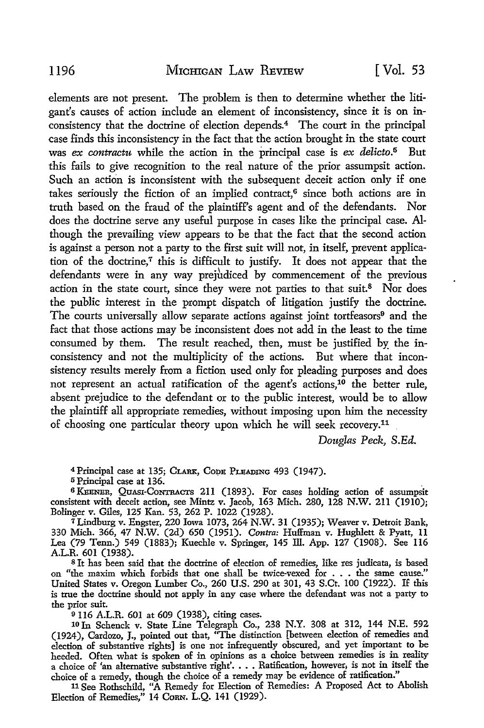elements are not present. The problem is then to determine whether the litigant's causes of action include an element of inconsistency, since it is on inconsistency that the doctrine of election depends.[4] The court in the principal case finds this inconsistency in the fact that the action brought in the state court was *ex contractu* while the action in the principal case is *ex delicto*.[5] But this fails to give recognition to the real nature of the prior assumpsit action. Such an action is inconsistent with the subsequent deceit action only if one takes seriously the fiction of an implied contract,[6] since both actions are in truth based on the fraud of the plaintiff's agent and of the defendants. Nor does the doctrine serve any useful purpose in cases like the principal case. Although the prevailing view appears to be that the fact that the second action is against a person not a party to the first suit will not, in itself, prevent application of the doctrine,[7] this is difficult to justify. It does not appear that the defendants were in any way prejudiced by commencement of the previous action in the state court, since they were not parties to that suit.[8] Nor does the public interest in the prompt dispatch of litigation justify the doctrine. The courts universally allow separate actions against joint tortfeasors[9] and the fact that those actions may be inconsistent does not add in the least to the time consumed by them. The result reached, then, must be justified by the inconsistency and not the multiplicity of the actions. But where that inconsistency results merely from a fiction used only for pleading purposes and does not represent an actual ratification of the agent's actions,[10] the better rule, absent prejudice to the defendant or to the public interest, would be to allow the plaintiff all appropriate remedies, without imposing upon him the necessity of choosing one particular theory upon which he will seek recovery.[11]

*Douglas Peck, S.Ed.*

---

4 Principal case at 135; CLARK, CODE PLEADING 493 (1947).

5 Principal case at 136.

6 KEENER, QUASI-CONTRACTS 211 (1893). For cases holding action of assumpsit consistent with deceit action, see Mintz v. Jacob, 163 Mich. 280, 128 N.W. 211 (1910); Bolinger v. Giles, 125 Kan. 53, 262 P. 1022 (1928).

7 Lindburg v. Engster, 220 Iowa 1073, 264 N.W. 31 (1935); Weaver v. Detroit Bank, 330 Mich. 366, 47 N.W. (2d) 650 (1951). *Contra:* Huffman v. Hughlett & Pyatt, 11 Lea (79 Tenn.) 549 (1883); Kuechle v. Springer, 145 Ill. App. 127 (1908). See 116 A.L.R. 601 (1938).

8 It has been said that the doctrine of election of remedies, like res judicata, is based on "the maxim which forbids that one shall be twice-vexed for . . . the same cause." United States v. Oregon Lumber Co., 260 U.S. 290 at 301, 43 S.Ct. 100 (1922). If this is true the doctrine should not apply in any case where the defendant was not a party to the prior suit.

9 116 A.L.R. 601 at 609 (1938), citing cases.

10 In Schenck v. State Line Telegraph Co., 238 N.Y. 308 at 312, 144 N.E. 592 (1924), Cardozo, J., pointed out that, "The distinction [between election of remedies and election of substantive rights] is one not infrequently obscured, and yet important to be heeded. Often what is spoken of in opinions as a choice between remedies is in reality a choice of 'an alternative substantive right'. . . . Ratification, however, is not in itself the choice of a remedy, though the choice of a remedy may be evidence of ratification."

11 See Rothschild, "A Remedy for Election of Remedies: A Proposed Act to Abolish Election of Remedies," 14 CORN. L.Q. 141 (1929).